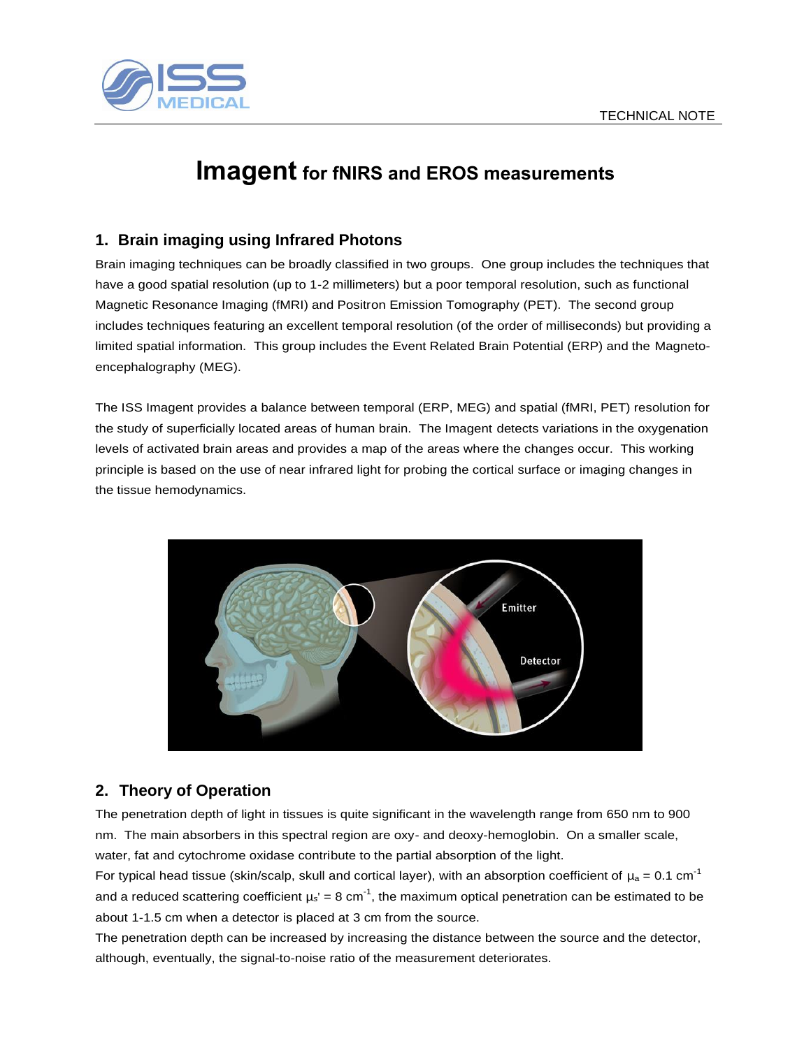TECHNICAL NOTE

# Imagent for fNIRS and EROS measurements

## 1. Brain imaging using Infrared Photons

Brain imaging techniques can be broadly classified in two groups. One group includes the techniques that have a good spatial resolution (up to 1-2 millimeters) but a poor temporal resolution, such as functional Magnetic Resonance Imaging (fMRI) and Positron Emission Tomography (PET). The second group includes techniques featuring an excellent temporal resolution (of the order of milliseconds) but providing a limited spatial information. This group includes the Event Related Brain Potential (ERP) and the Magneto-encephalography (MEG).

The ISS Imagent provides a balance between temporal (ERP, MEG) and spatial (fMRI, PET) resolution for the study of superficially located areas of human brain. The Imagent detects variations in the oxygenation levels of activated brain areas and provides a map of the areas where the changes occur. This working principle is based on the use of near infrared light for probing the cortical surface or imaging changes in the tissue hemodynamics.

## 2. Theory of Operation

The penetration depth of light in tissues is quite significant in the wavelength range from 650 nm to 900 nm. The main absorbers in this spectral region are oxy- and deoxy-hemoglobin. On a smaller scale, water, fat and cytochrome oxidase contribute to the partial absorption of the light.

For typical head tissue (skin/scalp, skull and cortical layer), with an absorption coefficient of $\mu_a = 0.1\ \text{cm}^{-1}$ and a reduced scattering coefficient $\mu_s' = 8\ \text{cm}^{-1}$, the maximum optical penetration can be estimated to be about 1-1.5 cm when a detector is placed at 3 cm from the source.

The penetration depth can be increased by increasing the distance between the source and the detector, although, eventually, the signal-to-noise ratio of the measurement deteriorates.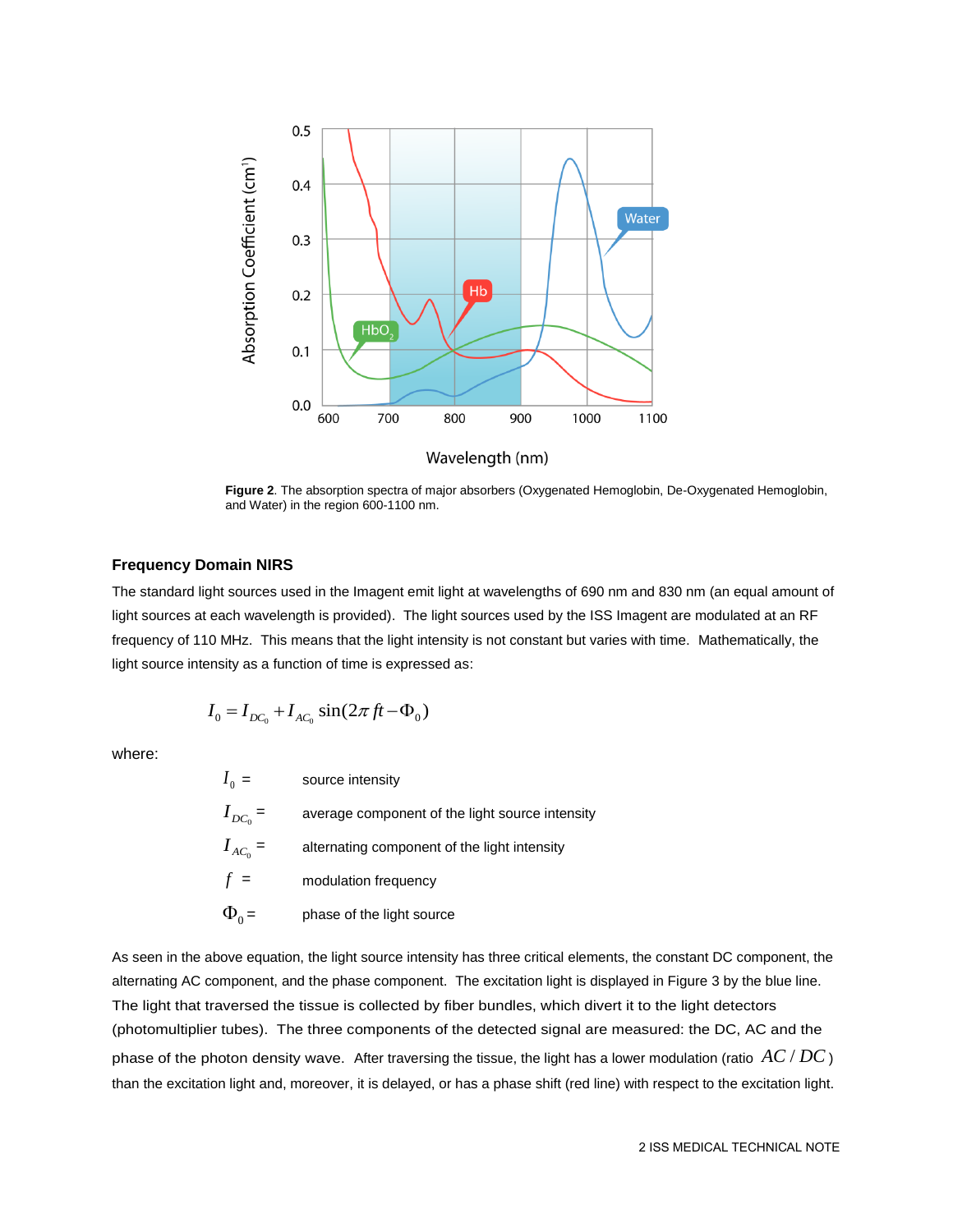Absorption Coefficient (cm⁻¹)

Wavelength (nm)

**Figure 2**. The absorption spectra of major absorbers (Oxygenated Hemoglobin, De-Oxygenated Hemoglobin, and Water) in the region 600-1100 nm.

### Frequency Domain NIRS

The standard light sources used in the Imagent emit light at wavelengths of 690 nm and 830 nm (an equal amount of light sources at each wavelength is provided). The light sources used by the ISS Imagent are modulated at an RF frequency of 110 MHz. This means that the light intensity is not constant but varies with time. Mathematically, the light source intensity as a function of time is expressed as:

$$I_0 = I_{DC_0} + I_{AC_0} \sin(2\pi ft - \Phi_0)$$

where:

| | |
|---|---|
| $I_0$ = | source intensity |
| $I_{DC_0}$ = | average component of the light source intensity |
| $I_{AC_0}$ = | alternating component of the light intensity |
| $f$ = | modulation frequency |
| $\Phi_0$ = | phase of the light source |

As seen in the above equation, the light source intensity has three critical elements, the constant DC component, the alternating AC component, and the phase component. The excitation light is displayed in Figure 3 by the blue line. The light that traversed the tissue is collected by fiber bundles, which divert it to the light detectors (photomultiplier tubes). The three components of the detected signal are measured: the DC, AC and the phase of the photon density wave. After traversing the tissue, the light has a lower modulation (ratio $AC/DC$) than the excitation light and, moreover, it is delayed, or has a phase shift (red line) with respect to the excitation light.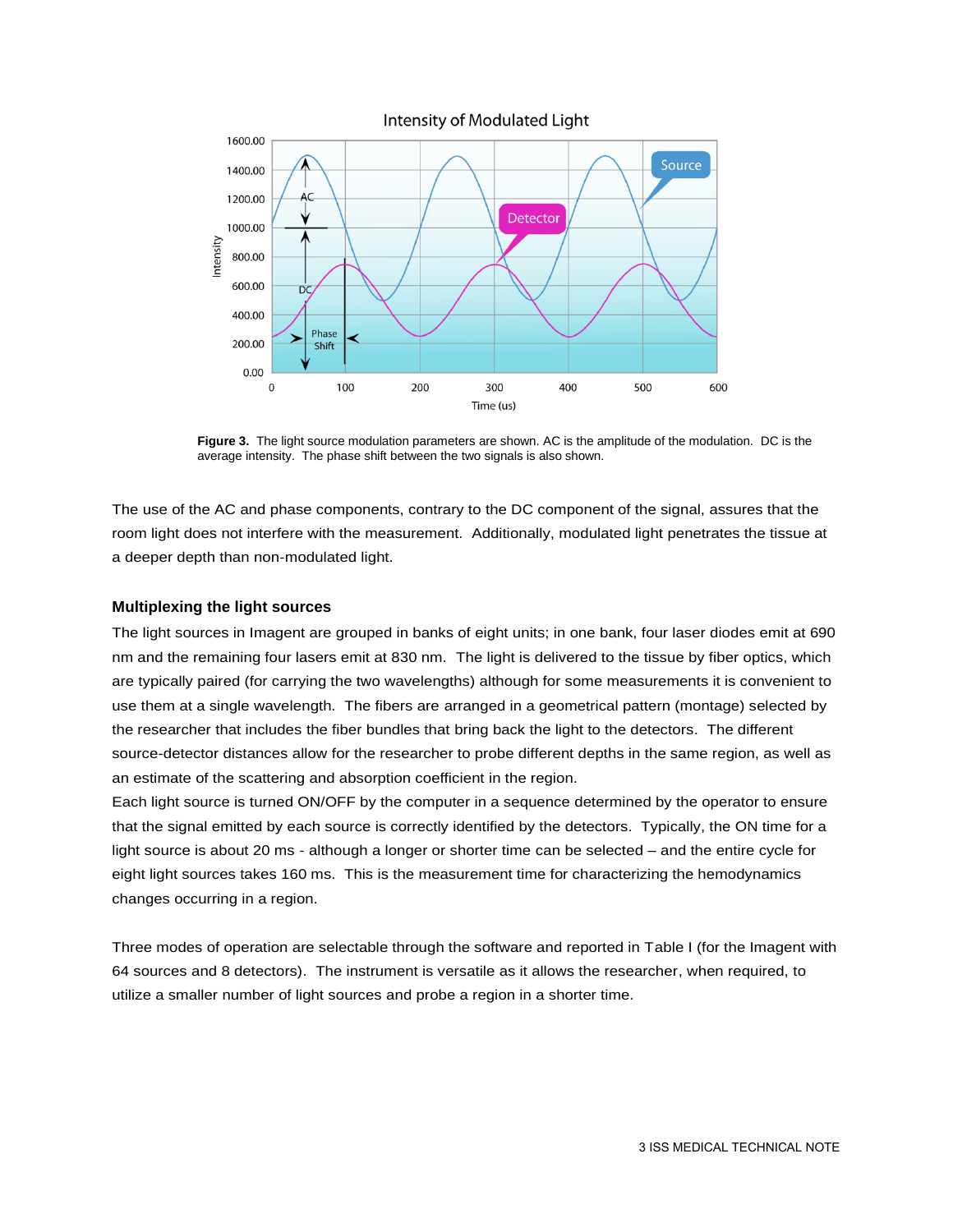**Figure 3.** The light source modulation parameters are shown. AC is the amplitude of the modulation. DC is the average intensity. The phase shift between the two signals is also shown.

The use of the AC and phase components, contrary to the DC component of the signal, assures that the room light does not interfere with the measurement. Additionally, modulated light penetrates the tissue at a deeper depth than non-modulated light.

### Multiplexing the light sources

The light sources in Imagent are grouped in banks of eight units; in one bank, four laser diodes emit at 690 nm and the remaining four lasers emit at 830 nm. The light is delivered to the tissue by fiber optics, which are typically paired (for carrying the two wavelengths) although for some measurements it is convenient to use them at a single wavelength. The fibers are arranged in a geometrical pattern (montage) selected by the researcher that includes the fiber bundles that bring back the light to the detectors. The different source-detector distances allow for the researcher to probe different depths in the same region, as well as an estimate of the scattering and absorption coefficient in the region.

Each light source is turned ON/OFF by the computer in a sequence determined by the operator to ensure that the signal emitted by each source is correctly identified by the detectors. Typically, the ON time for a light source is about 20 ms - although a longer or shorter time can be selected – and the entire cycle for eight light sources takes 160 ms. This is the measurement time for characterizing the hemodynamics changes occurring in a region.

Three modes of operation are selectable through the software and reported in Table I (for the Imagent with 64 sources and 8 detectors). The instrument is versatile as it allows the researcher, when required, to utilize a smaller number of light sources and probe a region in a shorter time.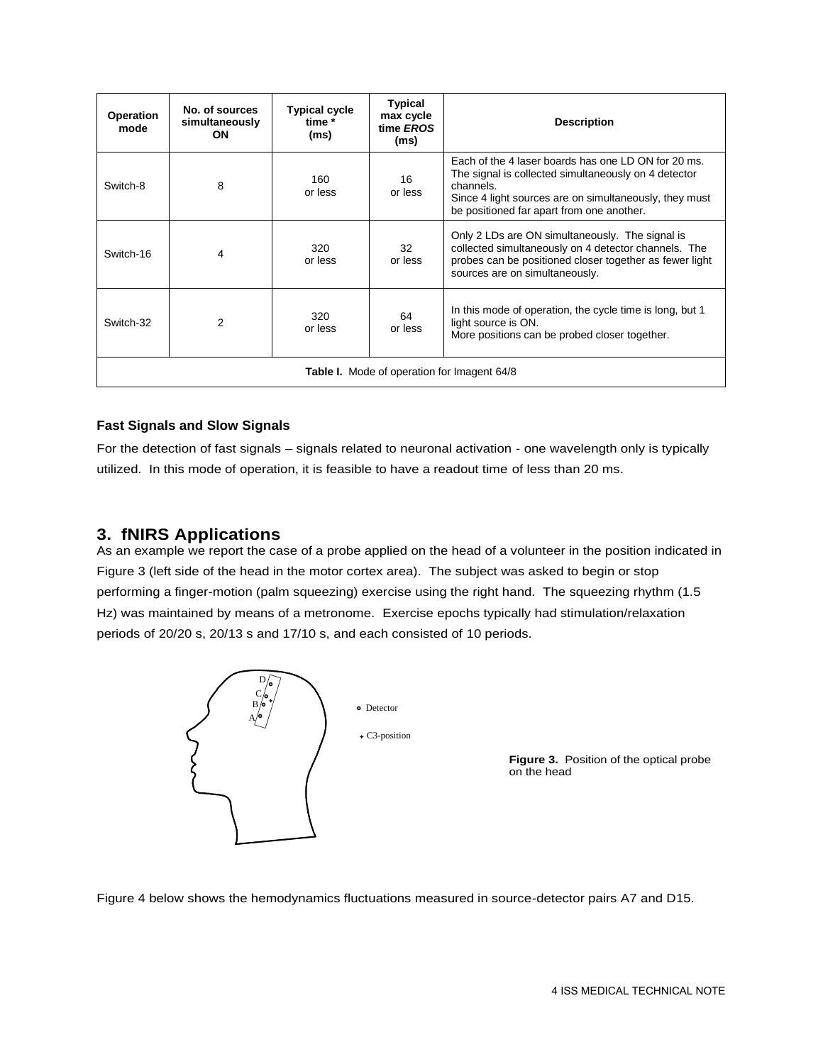| Operation mode | No. of sources simultaneously ON | Typical cycle time * (ms) | Typical max cycle time *EROS* (ms) | Description |
| --- | --- | --- | --- | --- |
| Switch-8 | 8 | 160 or less | 16 or less | Each of the 4 laser boards has one LD ON for 20 ms. The signal is collected simultaneously on 4 detector channels. Since 4 light sources are on simultaneously, they must be positioned far apart from one another. |
| Switch-16 | 4 | 320 or less | 32 or less | Only 2 LDs are ON simultaneously. The signal is collected simultaneously on 4 detector channels. The probes can be positioned closer together as fewer light sources are on simultaneously. |
| Switch-32 | 2 | 320 or less | 64 or less | In this mode of operation, the cycle time is long, but 1 light source is ON. More positions can be probed closer together. |

**Table I.** Mode of operation for Imagent 64/8

### Fast Signals and Slow Signals

For the detection of fast signals – signals related to neuronal activation - one wavelength only is typically utilized. In this mode of operation, it is feasible to have a readout time of less than 20 ms.

## 3. fNIRS Applications

As an example we report the case of a probe applied on the head of a volunteer in the position indicated in Figure 3 (left side of the head in the motor cortex area). The subject was asked to begin or stop performing a finger-motion (palm squeezing) exercise using the right hand. The squeezing rhythm (1.5 Hz) was maintained by means of a metronome. Exercise epochs typically had stimulation/relaxation periods of 20/20 s, 20/13 s and 17/10 s, and each consisted of 10 periods.

D C B A

Detector

C3-position

**Figure 3.** Position of the optical probe on the head

Figure 4 below shows the hemodynamics fluctuations measured in source-detector pairs A7 and D15.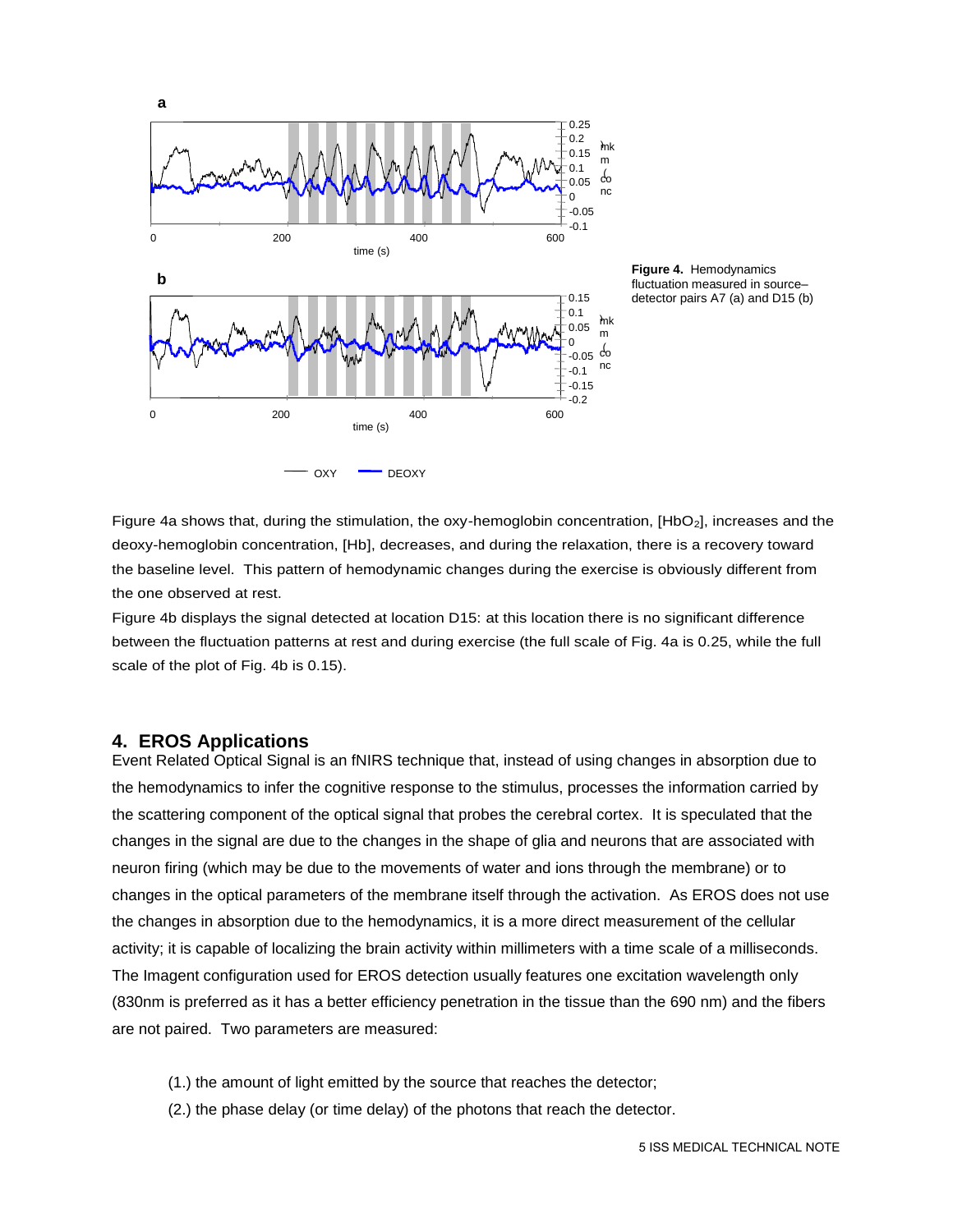**Figure 4.** Hemodynamics fluctuation measured in source–detector pairs A7 (a) and D15 (b)

Figure 4a shows that, during the stimulation, the oxy-hemoglobin concentration, [$HbO_2$], increases and the deoxy-hemoglobin concentration, [Hb], decreases, and during the relaxation, there is a recovery toward the baseline level. This pattern of hemodynamic changes during the exercise is obviously different from the one observed at rest.

Figure 4b displays the signal detected at location D15: at this location there is no significant difference between the fluctuation patterns at rest and during exercise (the full scale of Fig. 4a is 0.25, while the full scale of the plot of Fig. 4b is 0.15).

## 4. EROS Applications

Event Related Optical Signal is an fNIRS technique that, instead of using changes in absorption due to the hemodynamics to infer the cognitive response to the stimulus, processes the information carried by the scattering component of the optical signal that probes the cerebral cortex. It is speculated that the changes in the signal are due to the changes in the shape of glia and neurons that are associated with neuron firing (which may be due to the movements of water and ions through the membrane) or to changes in the optical parameters of the membrane itself through the activation. As EROS does not use the changes in absorption due to the hemodynamics, it is a more direct measurement of the cellular activity; it is capable of localizing the brain activity within millimeters with a time scale of a milliseconds. The Imagent configuration used for EROS detection usually features one excitation wavelength only (830nm is preferred as it has a better efficiency penetration in the tissue than the 690 nm) and the fibers are not paired. Two parameters are measured:

(1.) the amount of light emitted by the source that reaches the detector;

(2.) the phase delay (or time delay) of the photons that reach the detector.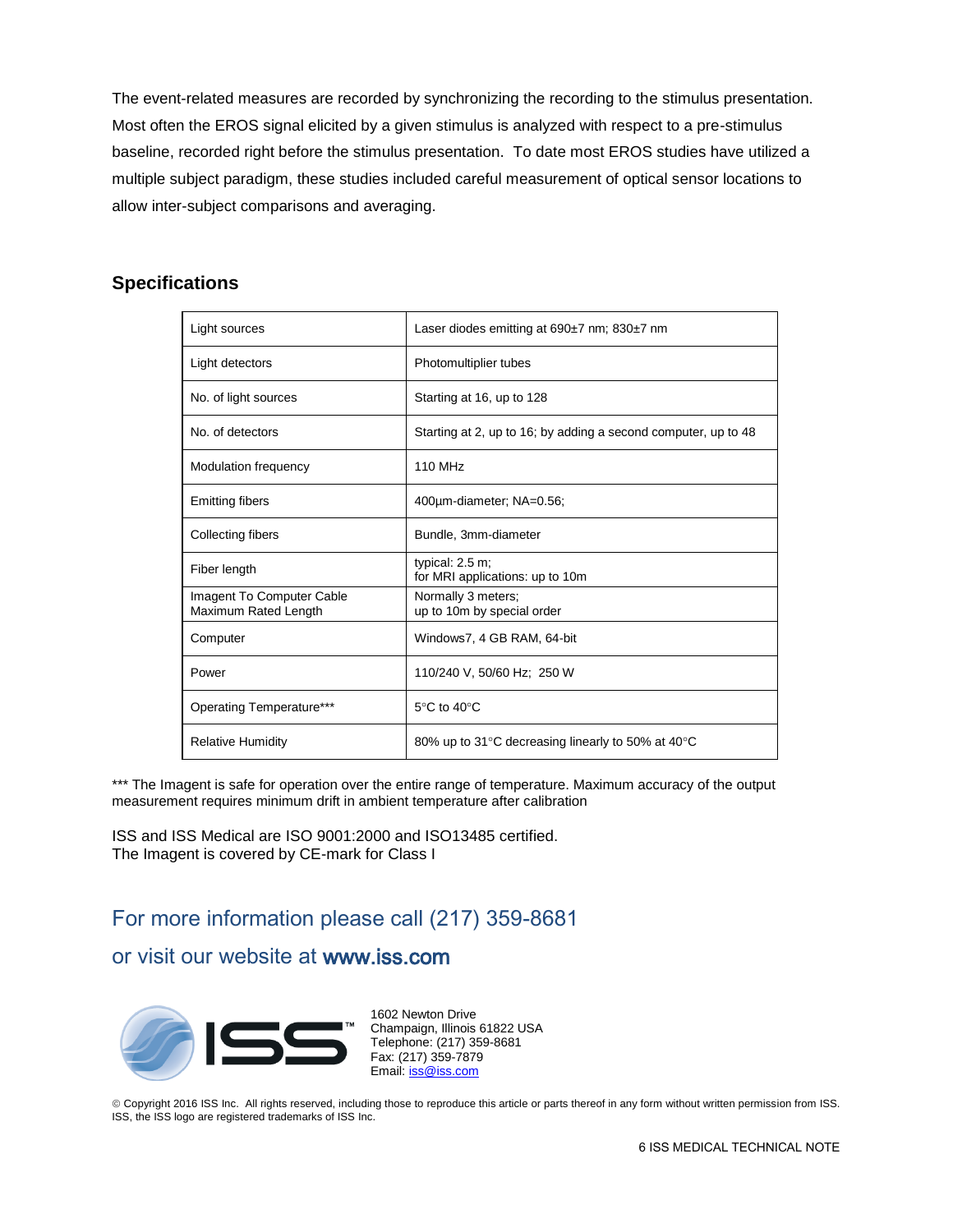The event-related measures are recorded by synchronizing the recording to the stimulus presentation. Most often the EROS signal elicited by a given stimulus is analyzed with respect to a pre-stimulus baseline, recorded right before the stimulus presentation. To date most EROS studies have utilized a multiple subject paradigm, these studies included careful measurement of optical sensor locations to allow inter-subject comparisons and averaging.

## Specifications

| | |
|---|---|
| Light sources | Laser diodes emitting at 690±7 nm; 830±7 nm |
| Light detectors | Photomultiplier tubes |
| No. of light sources | Starting at 16, up to 128 |
| No. of detectors | Starting at 2, up to 16; by adding a second computer, up to 48 |
| Modulation frequency | 110 MHz |
| Emitting fibers | 400µm-diameter; NA=0.56; |
| Collecting fibers | Bundle, 3mm-diameter |
| Fiber length | typical: 2.5 m;<br>for MRI applications: up to 10m |
| Imagent To Computer Cable Maximum Rated Length | Normally 3 meters;<br>up to 10m by special order |
| Computer | Windows7, 4 GB RAM, 64-bit |
| Power | 110/240 V, 50/60 Hz; 250 W |
| Operating Temperature*** | 5°C to 40°C |
| Relative Humidity | 80% up to 31°C decreasing linearly to 50% at 40°C |

*** The Imagent is safe for operation over the entire range of temperature. Maximum accuracy of the output measurement requires minimum drift in ambient temperature after calibration

ISS and ISS Medical are ISO 9001:2000 and ISO13485 certified.
The Imagent is covered by CE-mark for Class I

For more information please call (217) 359-8681

or visit our website at **www.iss.com**

ISS™

1602 Newton Drive
Champaign, Illinois 61822 USA
Telephone: (217) 359-8681
Fax: (217) 359-7879
Email: iss@iss.com

© Copyright 2016 ISS Inc. All rights reserved, including those to reproduce this article or parts thereof in any form without written permission from ISS. ISS, the ISS logo are registered trademarks of ISS Inc.